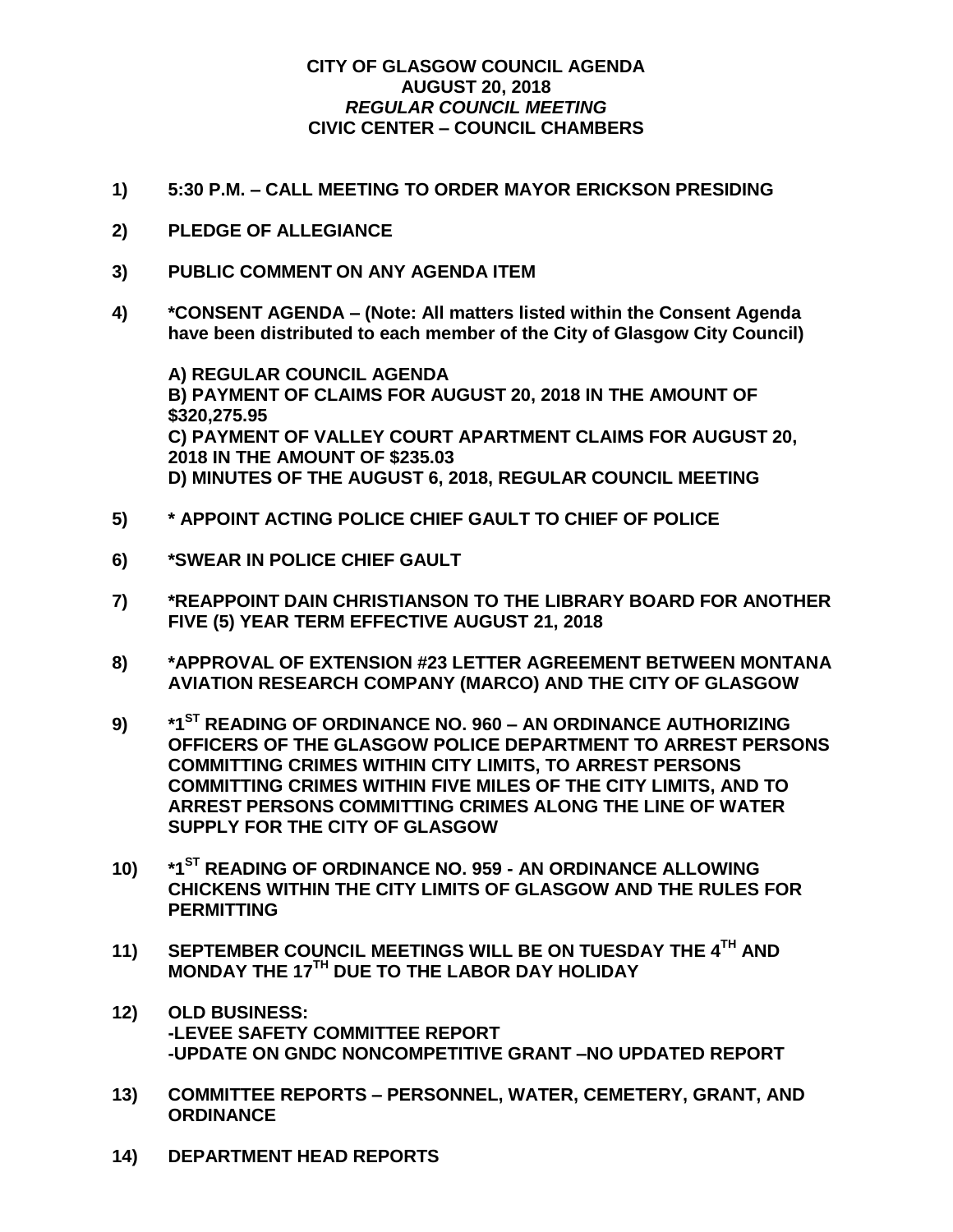# CITY OF GLASGOW COUNCIL AGENDA
## AUGUST 20, 2018
### *REGULAR COUNCIL MEETING*
### CIVIC CENTER – COUNCIL CHAMBERS

1) **5:30 P.M. – CALL MEETING TO ORDER MAYOR ERICKSON PRESIDING**

2) **PLEDGE OF ALLEGIANCE**

3) **PUBLIC COMMENT ON ANY AGENDA ITEM**

4) **\*CONSENT AGENDA – (Note: All matters listed within the Consent Agenda have been distributed to each member of the City of Glasgow City Council)**

   **A) REGULAR COUNCIL AGENDA**
   **B) PAYMENT OF CLAIMS FOR AUGUST 20, 2018 IN THE AMOUNT OF $320,275.95**
   **C) PAYMENT OF VALLEY COURT APARTMENT CLAIMS FOR AUGUST 20, 2018 IN THE AMOUNT OF $235.03**
   **D) MINUTES OF THE AUGUST 6, 2018, REGULAR COUNCIL MEETING**

5) **\* APPOINT ACTING POLICE CHIEF GAULT TO CHIEF OF POLICE**

6) **\*SWEAR IN POLICE CHIEF GAULT**

7) **\*REAPPOINT DAIN CHRISTIANSON TO THE LIBRARY BOARD FOR ANOTHER FIVE (5) YEAR TERM EFFECTIVE AUGUST 21, 2018**

8) **\*APPROVAL OF EXTENSION #23 LETTER AGREEMENT BETWEEN MONTANA AVIATION RESEARCH COMPANY (MARCO) AND THE CITY OF GLASGOW**

9) **\*1ST READING OF ORDINANCE NO. 960 – AN ORDINANCE AUTHORIZING OFFICERS OF THE GLASGOW POLICE DEPARTMENT TO ARREST PERSONS COMMITTING CRIMES WITHIN CITY LIMITS, TO ARREST PERSONS COMMITTING CRIMES WITHIN FIVE MILES OF THE CITY LIMITS, AND TO ARREST PERSONS COMMITTING CRIMES ALONG THE LINE OF WATER SUPPLY FOR THE CITY OF GLASGOW**

10) **\*1ST READING OF ORDINANCE NO. 959 - AN ORDINANCE ALLOWING CHICKENS WITHIN THE CITY LIMITS OF GLASGOW AND THE RULES FOR PERMITTING**

11) **SEPTEMBER COUNCIL MEETINGS WILL BE ON TUESDAY THE 4TH AND MONDAY THE 17TH DUE TO THE LABOR DAY HOLIDAY**

12) **OLD BUSINESS:**
    **-LEVEE SAFETY COMMITTEE REPORT**
    **-UPDATE ON GNDC NONCOMPETITIVE GRANT –NO UPDATED REPORT**

13) **COMMITTEE REPORTS – PERSONNEL, WATER, CEMETERY, GRANT, AND ORDINANCE**

14) **DEPARTMENT HEAD REPORTS**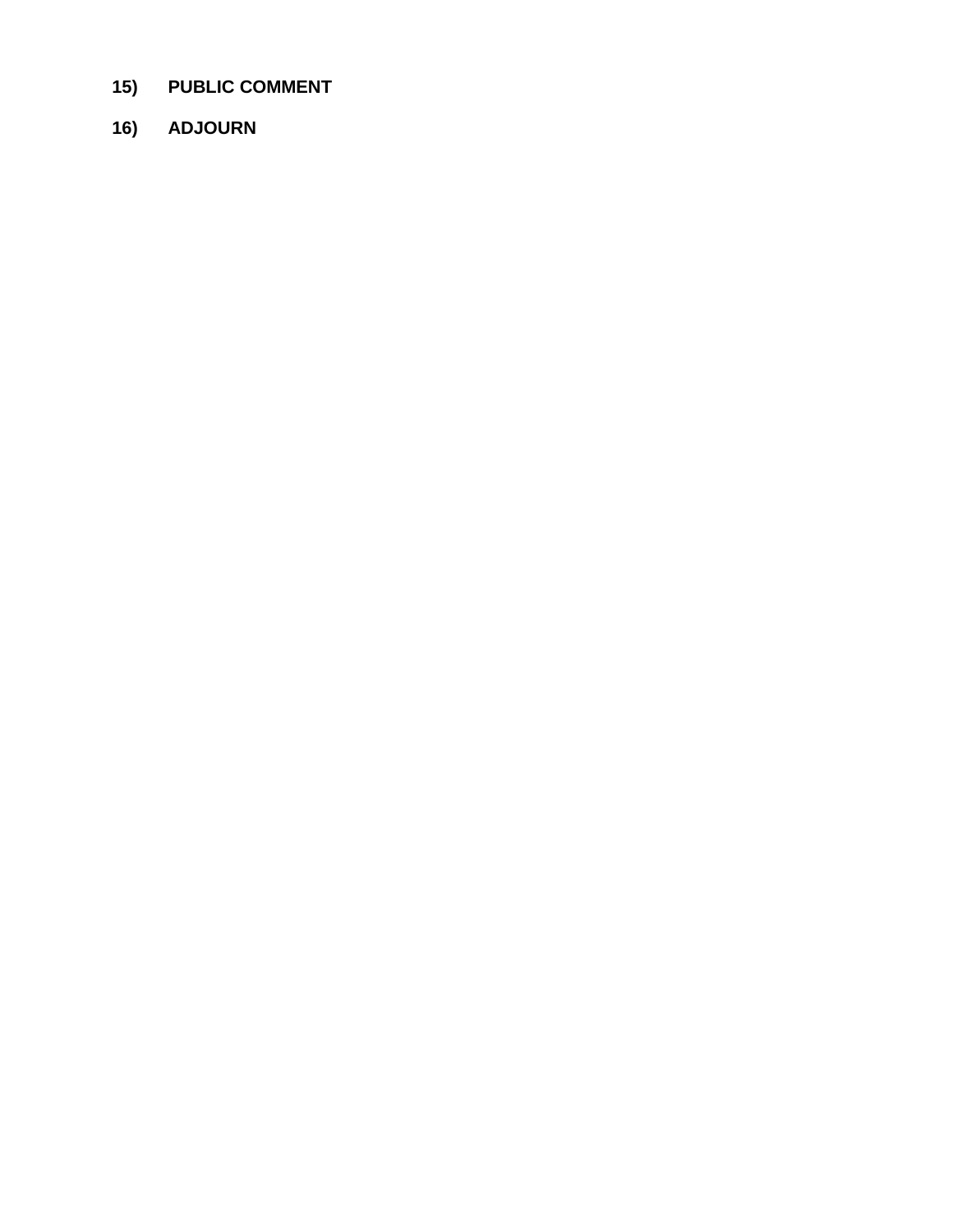**15) PUBLIC COMMENT**

**16) ADJOURN**